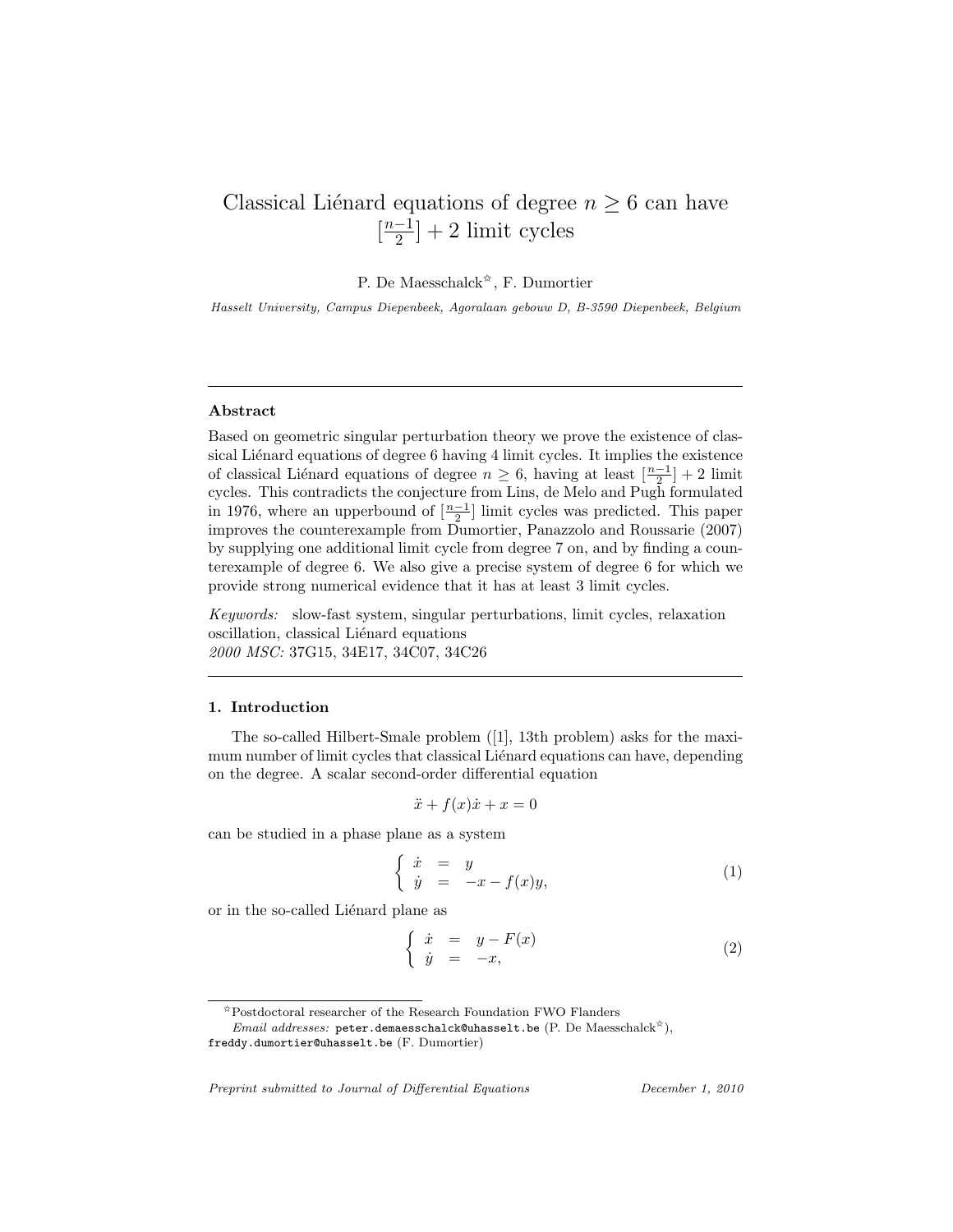# Classical Liénard equations of degree $n \geq 6$ can have $[\frac{n-1}{2}] + 2$ limit cycles

P. De Maesschalck[☆], F. Dumortier

*Hasselt University, Campus Diepenbeek, Agoralaan gebouw D, B-3590 Diepenbeek, Belgium*

---

### Abstract

Based on geometric singular perturbation theory we prove the existence of classical Liénard equations of degree 6 having 4 limit cycles. It implies the existence of classical Liénard equations of degree $n \geq 6$, having at least $[\frac{n-1}{2}] + 2$ limit cycles. This contradicts the conjecture from Lins, de Melo and Pugh formulated in 1976, where an upperbound of $[\frac{n-1}{2}]$ limit cycles was predicted. This paper improves the counterexample from Dumortier, Panazzolo and Roussarie (2007) by supplying one additional limit cycle from degree 7 on, and by finding a counterexample of degree 6. We also give a precise system of degree 6 for which we provide strong numerical evidence that it has at least 3 limit cycles.

*Keywords:* slow-fast system, singular perturbations, limit cycles, relaxation oscillation, classical Liénard equations
*2000 MSC:* 37G15, 34E17, 34C07, 34C26

---

## 1. Introduction

The so-called Hilbert-Smale problem ([1], 13th problem) asks for the maximum number of limit cycles that classical Liénard equations can have, depending on the degree. A scalar second-order differential equation

$$\ddot{x} + f(x)\dot{x} + x = 0$$

can be studied in a phase plane as a system

$$\begin{cases} \dot{x} &= y \\ \dot{y} &= -x - f(x)y, \end{cases} \tag{1}$$

or in the so-called Liénard plane as

$$\begin{cases} \dot{x} &= y - F(x) \\ \dot{y} &= -x, \end{cases} \tag{2}$$

---

[☆] Postdoctoral researcher of the Research Foundation FWO Flanders

*Email addresses:* peter.demaesschalck@uhasselt.be (P. De Maesschalck[☆]), freddy.dumortier@uhasselt.be (F. Dumortier)

*Preprint submitted to Journal of Differential Equations* — *December 1, 2010*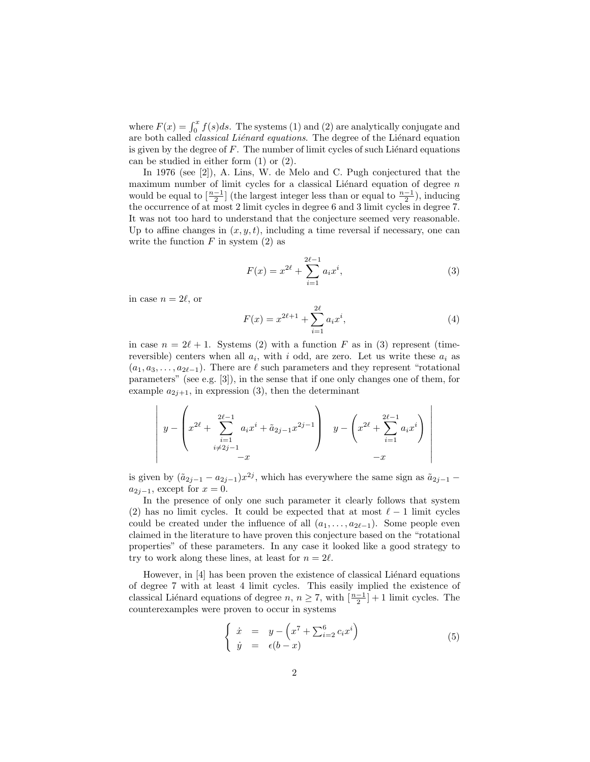where $F(x) = \int_0^x f(s)ds$. The systems (1) and (2) are analytically conjugate and are both called *classical Liénard equations*. The degree of the Liénard equation is given by the degree of $F$. The number of limit cycles of such Liénard equations can be studied in either form (1) or (2).

In 1976 (see [2]), A. Lins, W. de Melo and C. Pugh conjectured that the maximum number of limit cycles for a classical Liénard equation of degree $n$ would be equal to $[\frac{n-1}{2}]$ (the largest integer less than or equal to $\frac{n-1}{2}$), inducing the occurrence of at most 2 limit cycles in degree 6 and 3 limit cycles in degree 7. It was not too hard to understand that the conjecture seemed very reasonable. Up to affine changes in $(x, y, t)$, including a time reversal if necessary, one can write the function $F$ in system (2) as

$$F(x) = x^{2\ell} + \sum_{i=1}^{2\ell-1} a_i x^i, \tag{3}$$

in case $n = 2\ell$, or

$$F(x) = x^{2\ell+1} + \sum_{i=1}^{2\ell} a_i x^i, \tag{4}$$

in case $n = 2\ell + 1$. Systems (2) with a function $F$ as in (3) represent (time-reversible) centers when all $a_i$, with $i$ odd, are zero. Let us write these $a_i$ as $(a_1, a_3, \ldots, a_{2\ell-1})$. There are $\ell$ such parameters and they represent "rotational parameters" (see e.g. [3]), in the sense that if one only changes one of them, for example $a_{2j+1}$, in expression (3), then the determinant

$$\begin{vmatrix} y - \left(x^{2\ell} + \sum\limits_{\substack{i=1 \\ i \neq 2j-1}}^{2\ell-1} a_i x^i + \tilde{a}_{2j-1} x^{2j-1}\right) & y - \left(x^{2\ell} + \sum\limits_{i=1}^{2\ell-1} a_i x^i\right) \\ -x & -x \end{vmatrix}$$

is given by $(\tilde{a}_{2j-1} - a_{2j-1})x^{2j}$, which has everywhere the same sign as $\tilde{a}_{2j-1} - a_{2j-1}$, except for $x = 0$.

In the presence of only one such parameter it clearly follows that system (2) has no limit cycles. It could be expected that at most $\ell - 1$ limit cycles could be created under the influence of all $(a_1, \ldots, a_{2\ell-1})$. Some people even claimed in the literature to have proven this conjecture based on the "rotational properties" of these parameters. In any case it looked like a good strategy to try to work along these lines, at least for $n = 2\ell$.

However, in [4] has been proven the existence of classical Liénard equations of degree 7 with at least 4 limit cycles. This easily implied the existence of classical Liénard equations of degree $n$, $n \geq 7$, with $[\frac{n-1}{2}] + 1$ limit cycles. The counterexamples were proven to occur in systems

$$\begin{cases} \dot{x} &= y - \left(x^7 + \sum_{i=2}^{6} c_i x^i\right) \\ \dot{y} &= \epsilon(b - x) \end{cases} \tag{5}$$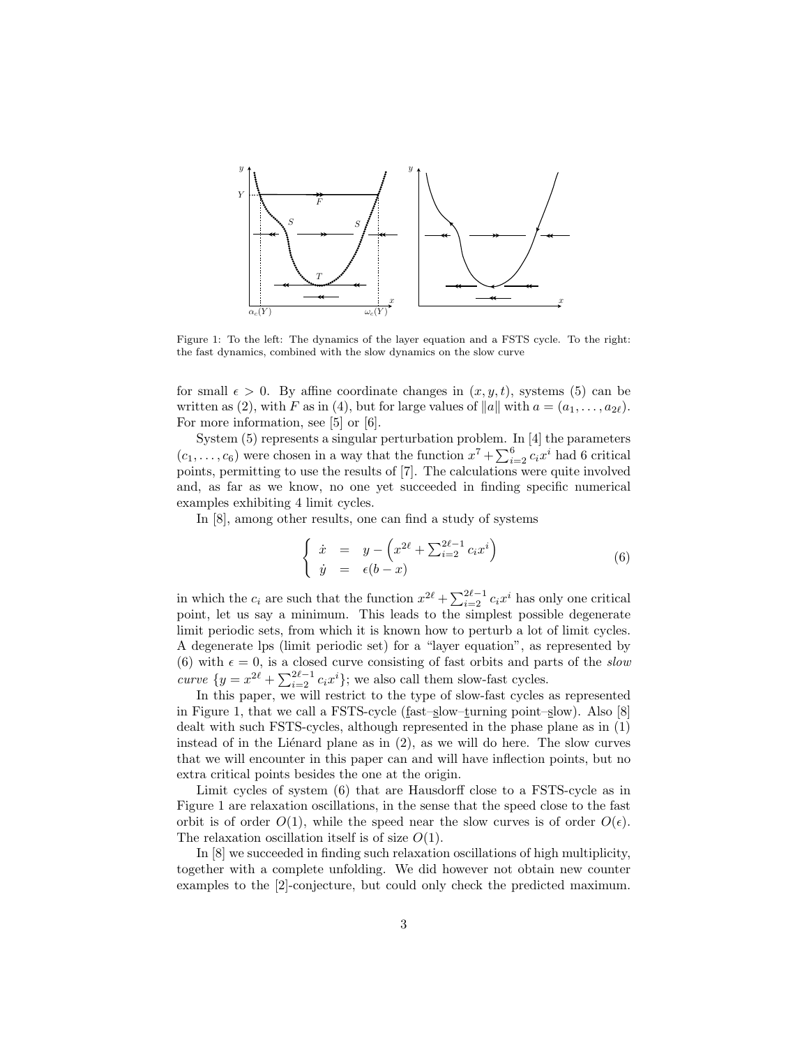Figure 1: To the left: The dynamics of the layer equation and a FSTS cycle. To the right: the fast dynamics, combined with the slow dynamics on the slow curve

for small $\epsilon > 0$. By affine coordinate changes in $(x, y, t)$, systems (5) can be written as (2), with $F$ as in (4), but for large values of $\|a\|$ with $a = (a_1, \ldots, a_{2\ell})$. For more information, see [5] or [6].

System (5) represents a singular perturbation problem. In [4] the parameters $(c_1, \ldots, c_6)$ were chosen in a way that the function $x^7 + \sum_{i=2}^{6} c_i x^i$ had 6 critical points, permitting to use the results of [7]. The calculations were quite involved and, as far as we know, no one yet succeeded in finding specific numerical examples exhibiting 4 limit cycles.

In [8], among other results, one can find a study of systems

$$\left\{ \begin{array}{rcl} \dot{x} & = & y - \left( x^{2\ell} + \sum_{i=2}^{2\ell-1} c_i x^i \right) \\ \dot{y} & = & \epsilon(b - x) \end{array} \right. \tag{6}$$

in which the $c_i$ are such that the function $x^{2\ell} + \sum_{i=2}^{2\ell-1} c_i x^i$ has only one critical point, let us say a minimum. This leads to the simplest possible degenerate limit periodic sets, from which it is known how to perturb a lot of limit cycles. A degenerate lps (limit periodic set) for a "layer equation", as represented by (6) with $\epsilon = 0$, is a closed curve consisting of fast orbits and parts of the *slow curve* $\{y = x^{2\ell} + \sum_{i=2}^{2\ell-1} c_i x^i\}$; we also call them slow-fast cycles.

In this paper, we will restrict to the type of slow-fast cycles as represented in Figure 1, that we call a FSTS-cycle (fast–slow–turning point–slow). Also [8] dealt with such FSTS-cycles, although represented in the phase plane as in (1) instead of in the Liénard plane as in (2), as we will do here. The slow curves that we will encounter in this paper can and will have inflection points, but no extra critical points besides the one at the origin.

Limit cycles of system (6) that are Hausdorff close to a FSTS-cycle as in Figure 1 are relaxation oscillations, in the sense that the speed close to the fast orbit is of order $O(1)$, while the speed near the slow curves is of order $O(\epsilon)$. The relaxation oscillation itself is of size $O(1)$.

In [8] we succeeded in finding such relaxation oscillations of high multiplicity, together with a complete unfolding. We did however not obtain new counter examples to the [2]-conjecture, but could only check the predicted maximum.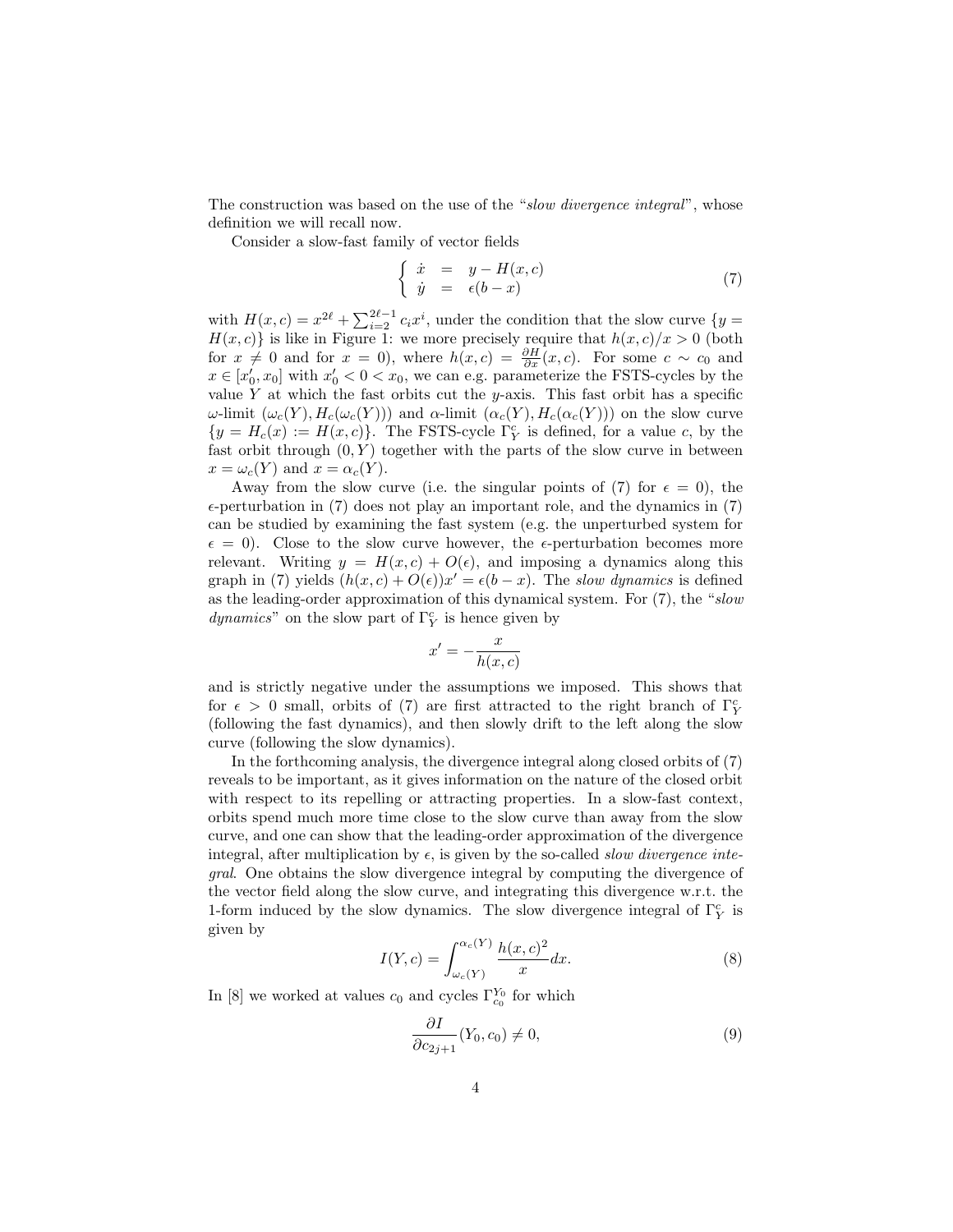The construction was based on the use of the "*slow divergence integral*", whose definition we will recall now.

Consider a slow-fast family of vector fields

$$\left\{ \begin{array}{lcl} \dot{x} & = & y - H(x,c) \\ \dot{y} & = & \epsilon(b-x) \end{array} \right. \tag{7}$$

with $H(x,c) = x^{2\ell} + \sum_{i=2}^{2\ell-1} c_i x^i$, under the condition that the slow curve $\{y = H(x,c)\}$ is like in Figure 1: we more precisely require that $h(x,c)/x > 0$ (both for $x \neq 0$ and for $x = 0$), where $h(x,c) = \frac{\partial H}{\partial x}(x,c)$. For some $c \sim c_0$ and $x \in [x_0', x_0]$ with $x_0' < 0 < x_0$, we can e.g. parameterize the FSTS-cycles by the value $Y$ at which the fast orbits cut the $y$-axis. This fast orbit has a specific $\omega$-limit $(\omega_c(Y), H_c(\omega_c(Y)))$ and $\alpha$-limit $(\alpha_c(Y), H_c(\alpha_c(Y)))$ on the slow curve $\{y = H_c(x) := H(x,c)\}$. The FSTS-cycle $\Gamma_Y^c$ is defined, for a value $c$, by the fast orbit through $(0,Y)$ together with the parts of the slow curve in between $x = \omega_c(Y)$ and $x = \alpha_c(Y)$.

Away from the slow curve (i.e. the singular points of (7) for $\epsilon = 0$), the $\epsilon$-perturbation in (7) does not play an important role, and the dynamics in (7) can be studied by examining the fast system (e.g. the unperturbed system for $\epsilon = 0$). Close to the slow curve however, the $\epsilon$-perturbation becomes more relevant. Writing $y = H(x,c) + O(\epsilon)$, and imposing a dynamics along this graph in (7) yields $(h(x,c) + O(\epsilon))x' = \epsilon(b-x)$. The *slow dynamics* is defined as the leading-order approximation of this dynamical system. For (7), the "*slow dynamics*" on the slow part of $\Gamma_Y^c$ is hence given by

$$x' = -\frac{x}{h(x,c)}$$

and is strictly negative under the assumptions we imposed. This shows that for $\epsilon > 0$ small, orbits of (7) are first attracted to the right branch of $\Gamma_Y^c$ (following the fast dynamics), and then slowly drift to the left along the slow curve (following the slow dynamics).

In the forthcoming analysis, the divergence integral along closed orbits of (7) reveals to be important, as it gives information on the nature of the closed orbit with respect to its repelling or attracting properties. In a slow-fast context, orbits spend much more time close to the slow curve than away from the slow curve, and one can show that the leading-order approximation of the divergence integral, after multiplication by $\epsilon$, is given by the so-called *slow divergence integral*. One obtains the slow divergence integral by computing the divergence of the vector field along the slow curve, and integrating this divergence w.r.t. the 1-form induced by the slow dynamics. The slow divergence integral of $\Gamma_Y^c$ is given by

$$I(Y,c) = \int_{\omega_c(Y)}^{\alpha_c(Y)} \frac{h(x,c)^2}{x} dx. \tag{8}$$

In [8] we worked at values $c_0$ and cycles $\Gamma_{c_0}^{Y_0}$ for which

$$\frac{\partial I}{\partial c_{2j+1}}(Y_0, c_0) \neq 0, \tag{9}$$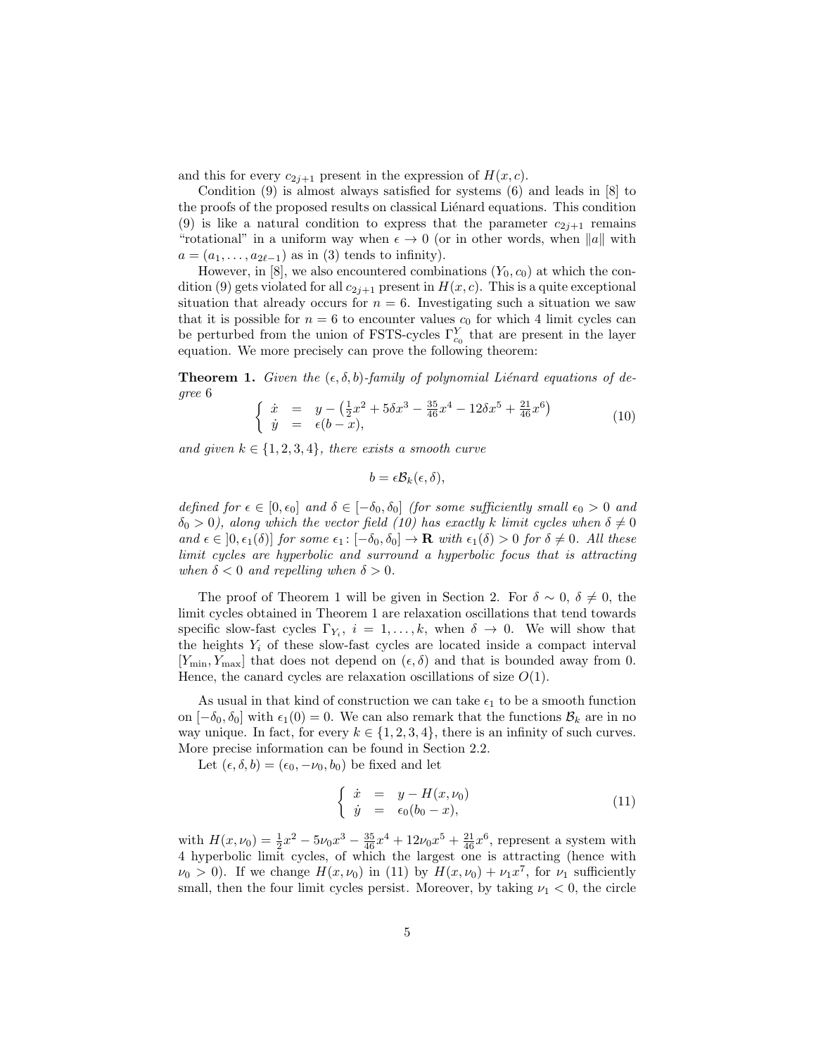and this for every $c_{2j+1}$ present in the expression of $H(x, c)$.

Condition (9) is almost always satisfied for systems (6) and leads in [8] to the proofs of the proposed results on classical Liénard equations. This condition (9) is like a natural condition to express that the parameter $c_{2j+1}$ remains "rotational" in a uniform way when $\epsilon \to 0$ (or in other words, when $\|a\|$ with $a = (a_1, \ldots, a_{2\ell-1})$ as in (3) tends to infinity).

However, in [8], we also encountered combinations $(Y_0, c_0)$ at which the condition (9) gets violated for all $c_{2j+1}$ present in $H(x, c)$. This is a quite exceptional situation that already occurs for $n = 6$. Investigating such a situation we saw that it is possible for $n = 6$ to encounter values $c_0$ for which 4 limit cycles can be perturbed from the union of FSTS-cycles $\Gamma^Y_{c_0}$ that are present in the layer equation. We more precisely can prove the following theorem:

**Theorem 1.** *Given the $(\epsilon, \delta, b)$-family of polynomial Liénard equations of degree 6*

$$
\left\{ \begin{array}{rcl} \dot{x} & = & y - \left(\frac{1}{2}x^2 + 5\delta x^3 - \frac{35}{46}x^4 - 12\delta x^5 + \frac{21}{46}x^6\right) \\ \dot{y} & = & \epsilon(b - x), \end{array} \right. \tag{10}
$$

*and given $k \in \{1, 2, 3, 4\}$, there exists a smooth curve*

$$
b = \epsilon \mathcal{B}_k(\epsilon, \delta),
$$

*defined for $\epsilon \in [0, \epsilon_0]$ and $\delta \in [-\delta_0, \delta_0]$ (for some sufficiently small $\epsilon_0 > 0$ and $\delta_0 > 0$), along which the vector field (10) has exactly $k$ limit cycles when $\delta \neq 0$ and $\epsilon \in ]0, \epsilon_1(\delta)]$ for some $\epsilon_1 \colon [-\delta_0, \delta_0] \to \mathbf{R}$ with $\epsilon_1(\delta) > 0$ for $\delta \neq 0$. All these limit cycles are hyperbolic and surround a hyperbolic focus that is attracting when $\delta < 0$ and repelling when $\delta > 0$.*

The proof of Theorem 1 will be given in Section 2. For $\delta \sim 0$, $\delta \neq 0$, the limit cycles obtained in Theorem 1 are relaxation oscillations that tend towards specific slow-fast cycles $\Gamma_{Y_i}$, $i = 1, \ldots, k$, when $\delta \to 0$. We will show that the heights $Y_i$ of these slow-fast cycles are located inside a compact interval $[Y_{\min}, Y_{\max}]$ that does not depend on $(\epsilon, \delta)$ and that is bounded away from 0. Hence, the canard cycles are relaxation oscillations of size $O(1)$.

As usual in that kind of construction we can take $\epsilon_1$ to be a smooth function on $[-\delta_0, \delta_0]$ with $\epsilon_1(0) = 0$. We can also remark that the functions $\mathcal{B}_k$ are in no way unique. In fact, for every $k \in \{1, 2, 3, 4\}$, there is an infinity of such curves. More precise information can be found in Section 2.2.

Let $(\epsilon, \delta, b) = (\epsilon_0, -\nu_0, b_0)$ be fixed and let

$$
\left\{ \begin{array}{rcl} \dot{x} & = & y - H(x, \nu_0) \\ \dot{y} & = & \epsilon_0(b_0 - x), \end{array} \right. \tag{11}
$$

with $H(x, \nu_0) = \frac{1}{2}x^2 - 5\nu_0 x^3 - \frac{35}{46}x^4 + 12\nu_0 x^5 + \frac{21}{46}x^6$, represent a system with 4 hyperbolic limit cycles, of which the largest one is attracting (hence with $\nu_0 > 0$). If we change $H(x, \nu_0)$ in (11) by $H(x, \nu_0) + \nu_1 x^7$, for $\nu_1$ sufficiently small, then the four limit cycles persist. Moreover, by taking $\nu_1 < 0$, the circle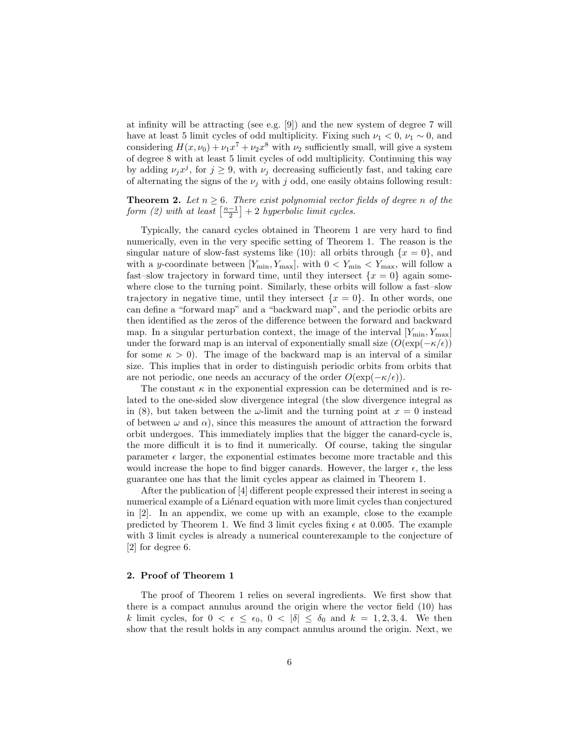at infinity will be attracting (see e.g. [9]) and the new system of degree 7 will have at least 5 limit cycles of odd multiplicity. Fixing such $\nu_1 < 0$, $\nu_1 \sim 0$, and considering $H(x, \nu_0) + \nu_1 x^7 + \nu_2 x^8$ with $\nu_2$ sufficiently small, will give a system of degree 8 with at least 5 limit cycles of odd multiplicity. Continuing this way by adding $\nu_j x^j$, for $j \geq 9$, with $\nu_j$ decreasing sufficiently fast, and taking care of alternating the signs of the $\nu_j$ with $j$ odd, one easily obtains following result:

**Theorem 2.** *Let $n \geq 6$. There exist polynomial vector fields of degree $n$ of the form (2) with at least $\left[\frac{n-1}{2}\right] + 2$ hyperbolic limit cycles.*

Typically, the canard cycles obtained in Theorem 1 are very hard to find numerically, even in the very specific setting of Theorem 1. The reason is the singular nature of slow-fast systems like (10): all orbits through $\{x = 0\}$, and with a $y$-coordinate between $[Y_{\min}, Y_{\max}]$, with $0 < Y_{\min} < Y_{\max}$, will follow a fast–slow trajectory in forward time, until they intersect $\{x = 0\}$ again somewhere close to the turning point. Similarly, these orbits will follow a fast–slow trajectory in negative time, until they intersect $\{x = 0\}$. In other words, one can define a "forward map" and a "backward map", and the periodic orbits are then identified as the zeros of the difference between the forward and backward map. In a singular perturbation context, the image of the interval $[Y_{\min}, Y_{\max}]$ under the forward map is an interval of exponentially small size ($O(\exp(-\kappa/\epsilon))$ for some $\kappa > 0$). The image of the backward map is an interval of a similar size. This implies that in order to distinguish periodic orbits from orbits that are not periodic, one needs an accuracy of the order $O(\exp(-\kappa/\epsilon))$.

The constant $\kappa$ in the exponential expression can be determined and is related to the one-sided slow divergence integral (the slow divergence integral as in (8), but taken between the $\omega$-limit and the turning point at $x = 0$ instead of between $\omega$ and $\alpha$), since this measures the amount of attraction the forward orbit undergoes. This immediately implies that the bigger the canard-cycle is, the more difficult it is to find it numerically. Of course, taking the singular parameter $\epsilon$ larger, the exponential estimates become more tractable and this would increase the hope to find bigger canards. However, the larger $\epsilon$, the less guarantee one has that the limit cycles appear as claimed in Theorem 1.

After the publication of [4] different people expressed their interest in seeing a numerical example of a Liénard equation with more limit cycles than conjectured in [2]. In an appendix, we come up with an example, close to the example predicted by Theorem 1. We find 3 limit cycles fixing $\epsilon$ at 0.005. The example with 3 limit cycles is already a numerical counterexample to the conjecture of [2] for degree 6.

## 2. Proof of Theorem 1

The proof of Theorem 1 relies on several ingredients. We first show that there is a compact annulus around the origin where the vector field (10) has $k$ limit cycles, for $0 < \epsilon \leq \epsilon_0$, $0 < |\delta| \leq \delta_0$ and $k = 1, 2, 3, 4$. We then show that the result holds in any compact annulus around the origin. Next, we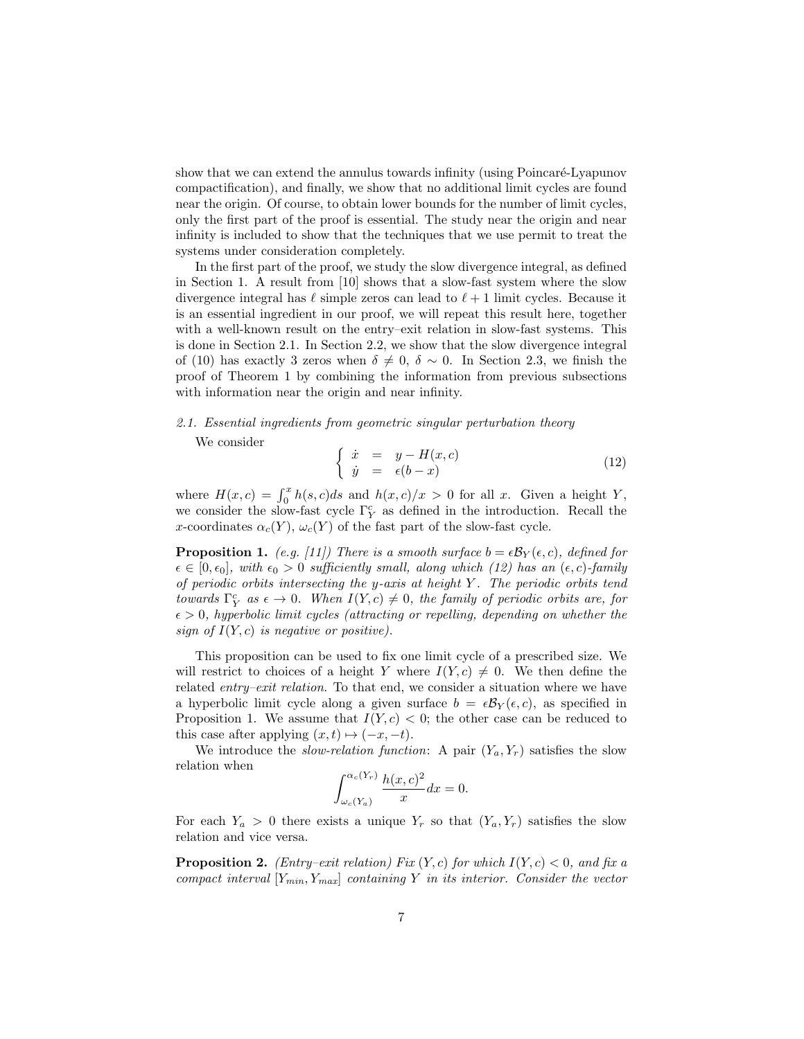show that we can extend the annulus towards infinity (using Poincaré-Lyapunov compactification), and finally, we show that no additional limit cycles are found near the origin. Of course, to obtain lower bounds for the number of limit cycles, only the first part of the proof is essential. The study near the origin and near infinity is included to show that the techniques that we use permit to treat the systems under consideration completely.

In the first part of the proof, we study the slow divergence integral, as defined in Section 1. A result from [10] shows that a slow-fast system where the slow divergence integral has $\ell$ simple zeros can lead to $\ell + 1$ limit cycles. Because it is an essential ingredient in our proof, we will repeat this result here, together with a well-known result on the entry–exit relation in slow-fast systems. This is done in Section 2.1. In Section 2.2, we show that the slow divergence integral of (10) has exactly 3 zeros when $\delta \neq 0$, $\delta \sim 0$. In Section 2.3, we finish the proof of Theorem 1 by combining the information from previous subsections with information near the origin and near infinity.

### *2.1. Essential ingredients from geometric singular perturbation theory*

We consider

$$\left\{ \begin{array}{rcl} \dot{x} & = & y - H(x,c) \\ \dot{y} & = & \epsilon(b - x) \end{array} \right. \tag{12}$$

where $H(x,c) = \int_0^x h(s,c)ds$ and $h(x,c)/x > 0$ for all $x$. Given a height $Y$, we consider the slow-fast cycle $\Gamma_Y^c$ as defined in the introduction. Recall the $x$-coordinates $\alpha_c(Y)$, $\omega_c(Y)$ of the fast part of the slow-fast cycle.

**Proposition 1.** *(e.g. [11]) There is a smooth surface $b = \epsilon\mathcal{B}_Y(\epsilon, c)$, defined for $\epsilon \in [0, \epsilon_0]$, with $\epsilon_0 > 0$ sufficiently small, along which (12) has an $(\epsilon, c)$-family of periodic orbits intersecting the $y$-axis at height $Y$. The periodic orbits tend towards $\Gamma_Y^c$ as $\epsilon \to 0$. When $I(Y, c) \neq 0$, the family of periodic orbits are, for $\epsilon > 0$, hyperbolic limit cycles (attracting or repelling, depending on whether the sign of $I(Y, c)$ is negative or positive).*

This proposition can be used to fix one limit cycle of a prescribed size. We will restrict to choices of a height $Y$ where $I(Y, c) \neq 0$. We then define the related *entry–exit relation*. To that end, we consider a situation where we have a hyperbolic limit cycle along a given surface $b = \epsilon\mathcal{B}_Y(\epsilon, c)$, as specified in Proposition 1. We assume that $I(Y, c) < 0$; the other case can be reduced to this case after applying $(x, t) \mapsto (-x, -t)$.

We introduce the *slow-relation function*: A pair $(Y_a, Y_r)$ satisfies the slow relation when

$$\int_{\omega_c(Y_a)}^{\alpha_c(Y_r)} \frac{h(x,c)^2}{x} dx = 0.$$

For each $Y_a > 0$ there exists a unique $Y_r$ so that $(Y_a, Y_r)$ satisfies the slow relation and vice versa.

**Proposition 2.** *(Entry–exit relation) Fix $(Y, c)$ for which $I(Y, c) < 0$, and fix a compact interval $[Y_{min}, Y_{max}]$ containing $Y$ in its interior. Consider the vector*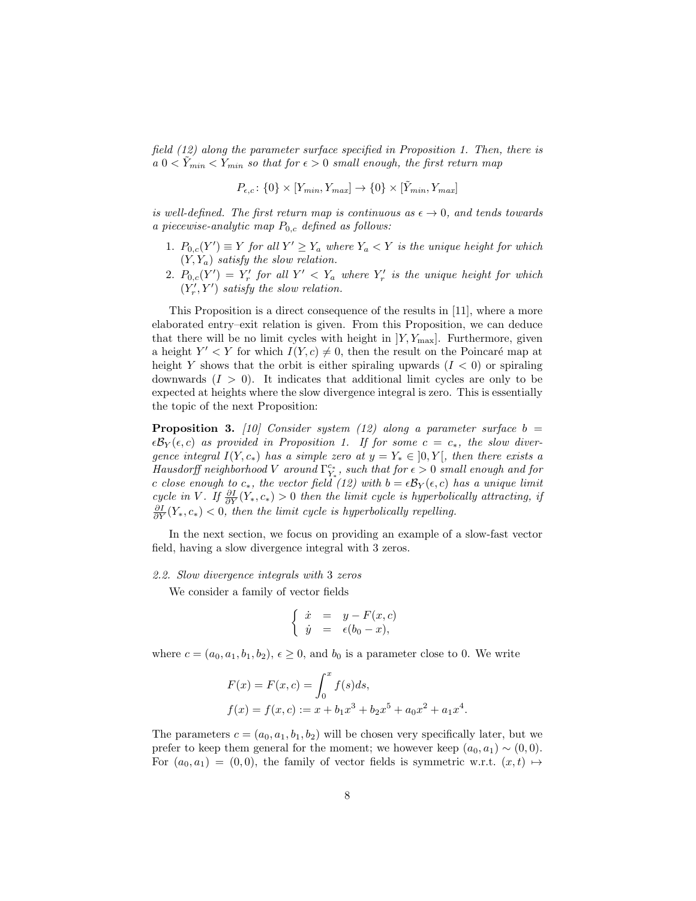*field (12) along the parameter surface specified in Proposition 1. Then, there is a* $0 < \tilde{Y}_{min} < Y_{min}$ *so that for* $\epsilon > 0$ *small enough, the first return map*

$$P_{\epsilon,c}\colon \{0\} \times [Y_{min}, Y_{max}] \to \{0\} \times [\tilde{Y}_{min}, Y_{max}]$$

*is well-defined. The first return map is continuous as* $\epsilon \to 0$*, and tends towards a piecewise-analytic map* $P_{0,c}$ *defined as follows:*

1. $P_{0,c}(Y') \equiv Y$ *for all* $Y' \geq Y_a$ *where* $Y_a < Y$ *is the unique height for which* $(Y, Y_a)$ *satisfy the slow relation.*
2. $P_{0,c}(Y') = Y'_r$ *for all* $Y' < Y_a$ *where* $Y'_r$ *is the unique height for which* $(Y'_r, Y')$ *satisfy the slow relation.*

This Proposition is a direct consequence of the results in [11], where a more elaborated entry–exit relation is given. From this Proposition, we can deduce that there will be no limit cycles with height in $]Y, Y_{\max}]$. Furthermore, given a height $Y' < Y$ for which $I(Y, c) \neq 0$, then the result on the Poincaré map at height $Y$ shows that the orbit is either spiraling upwards ($I < 0$) or spiraling downwards ($I > 0$). It indicates that additional limit cycles are only to be expected at heights where the slow divergence integral is zero. This is essentially the topic of the next Proposition:

**Proposition 3.** *[10] Consider system (12) along a parameter surface* $b = \epsilon\mathcal{B}_Y(\epsilon, c)$ *as provided in Proposition 1. If for some* $c = c_*$*, the slow divergence integral* $I(Y, c_*)$ *has a simple zero at* $y = Y_* \in ]0, Y[$*, then there exists a Hausdorff neighborhood* $V$ *around* $\Gamma^{c_*}_{Y_*}$*, such that for* $\epsilon > 0$ *small enough and for* $c$ *close enough to* $c_*$*, the vector field (12) with* $b = \epsilon\mathcal{B}_Y(\epsilon, c)$ *has a unique limit cycle in* $V$*. If* $\frac{\partial I}{\partial Y}(Y_*, c_*) > 0$ *then the limit cycle is hyperbolically attracting, if* $\frac{\partial I}{\partial Y}(Y_*, c_*) < 0$*, then the limit cycle is hyperbolically repelling.*

In the next section, we focus on providing an example of a slow-fast vector field, having a slow divergence integral with 3 zeros.

### 2.2. Slow divergence integrals with 3 zeros

We consider a family of vector fields

$$\left\{ \begin{array}{rcl} \dot{x} & = & y - F(x, c) \\ \dot{y} & = & \epsilon(b_0 - x), \end{array} \right.$$

where $c = (a_0, a_1, b_1, b_2)$, $\epsilon \geq 0$, and $b_0$ is a parameter close to 0. We write

$$\begin{aligned} F(x) = F(x, c) &= \int_0^x f(s)ds, \\ f(x) = f(x, c) &:= x + b_1 x^3 + b_2 x^5 + a_0 x^2 + a_1 x^4. \end{aligned}$$

The parameters $c = (a_0, a_1, b_1, b_2)$ will be chosen very specifically later, but we prefer to keep them general for the moment; we however keep $(a_0, a_1) \sim (0, 0)$. For $(a_0, a_1) = (0, 0)$, the family of vector fields is symmetric w.r.t. $(x, t) \mapsto$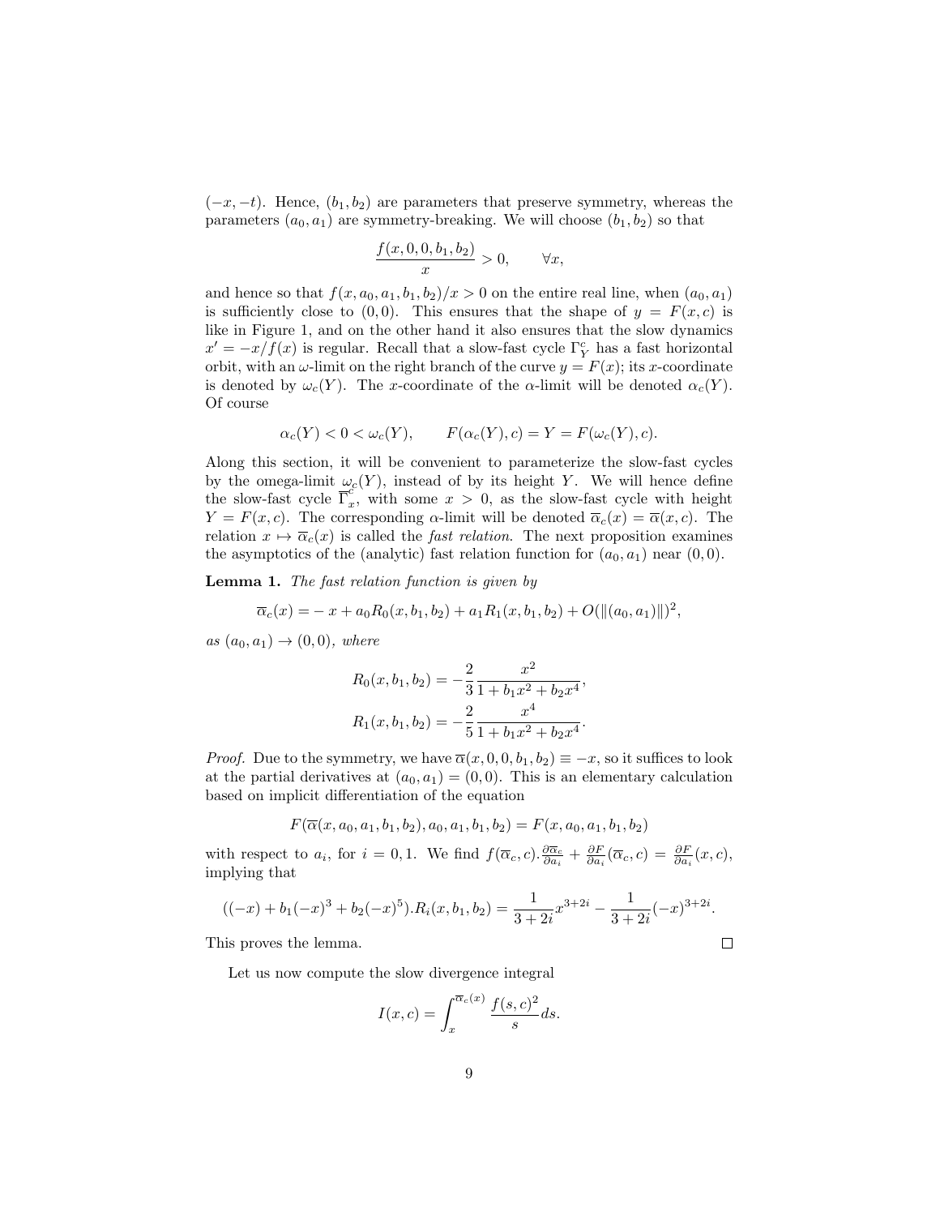$(-x, -t)$. Hence, $(b_1, b_2)$ are parameters that preserve symmetry, whereas the parameters $(a_0, a_1)$ are symmetry-breaking. We will choose $(b_1, b_2)$ so that

$$
\frac{f(x,0,0,b_1,b_2)}{x} > 0, \qquad \forall x,
$$

and hence so that $f(x, a_0, a_1, b_1, b_2)/x > 0$ on the entire real line, when $(a_0, a_1)$ is sufficiently close to $(0,0)$. This ensures that the shape of $y = F(x, c)$ is like in Figure 1, and on the other hand it also ensures that the slow dynamics $x' = -x/f(x)$ is regular. Recall that a slow-fast cycle $\Gamma_Y^c$ has a fast horizontal orbit, with an $\omega$-limit on the right branch of the curve $y = F(x)$; its $x$-coordinate is denoted by $\omega_c(Y)$. The $x$-coordinate of the $\alpha$-limit will be denoted $\alpha_c(Y)$. Of course

$$
\alpha_c(Y) < 0 < \omega_c(Y), \qquad F(\alpha_c(Y), c) = Y = F(\omega_c(Y), c).
$$

Along this section, it will be convenient to parameterize the slow-fast cycles by the omega-limit $\omega_c(Y)$, instead of by its height $Y$. We will hence define the slow-fast cycle $\overline{\Gamma}_x^c$, with some $x > 0$, as the slow-fast cycle with height $Y = F(x, c)$. The corresponding $\alpha$-limit will be denoted $\overline{\alpha}_c(x) = \overline{\alpha}(x, c)$. The relation $x \mapsto \overline{\alpha}_c(x)$ is called the *fast relation*. The next proposition examines the asymptotics of the (analytic) fast relation function for $(a_0, a_1)$ near $(0,0)$.

**Lemma 1.** *The fast relation function is given by*

$$
\overline{\alpha}_c(x) = -x + a_0 R_0(x, b_1, b_2) + a_1 R_1(x, b_1, b_2) + O(\|(a_0, a_1)\|)^2,
$$

*as $(a_0, a_1) \to (0,0)$, where*

$$
R_0(x, b_1, b_2) = -\frac{2}{3}\frac{x^2}{1 + b_1 x^2 + b_2 x^4},
$$

$$
R_1(x, b_1, b_2) = -\frac{2}{5}\frac{x^4}{1 + b_1 x^2 + b_2 x^4}.
$$

*Proof.* Due to the symmetry, we have $\overline{\alpha}(x, 0, 0, b_1, b_2) \equiv -x$, so it suffices to look at the partial derivatives at $(a_0, a_1) = (0,0)$. This is an elementary calculation based on implicit differentiation of the equation

$$
F(\overline{\alpha}(x, a_0, a_1, b_1, b_2), a_0, a_1, b_1, b_2) = F(x, a_0, a_1, b_1, b_2)
$$

with respect to $a_i$, for $i = 0, 1$. We find $f(\overline{\alpha}_c, c).\frac{\partial \overline{\alpha}_c}{\partial a_i} + \frac{\partial F}{\partial a_i}(\overline{\alpha}_c, c) = \frac{\partial F}{\partial a_i}(x, c)$, implying that

$$
((-x) + b_1(-x)^3 + b_2(-x)^5).R_i(x, b_1, b_2) = \frac{1}{3+2i}x^{3+2i} - \frac{1}{3+2i}(-x)^{3+2i}.
$$

This proves the lemma. $\square$

Let us now compute the slow divergence integral

$$
I(x, c) = \int_x^{\overline{\alpha}_c(x)} \frac{f(s, c)^2}{s} ds.
$$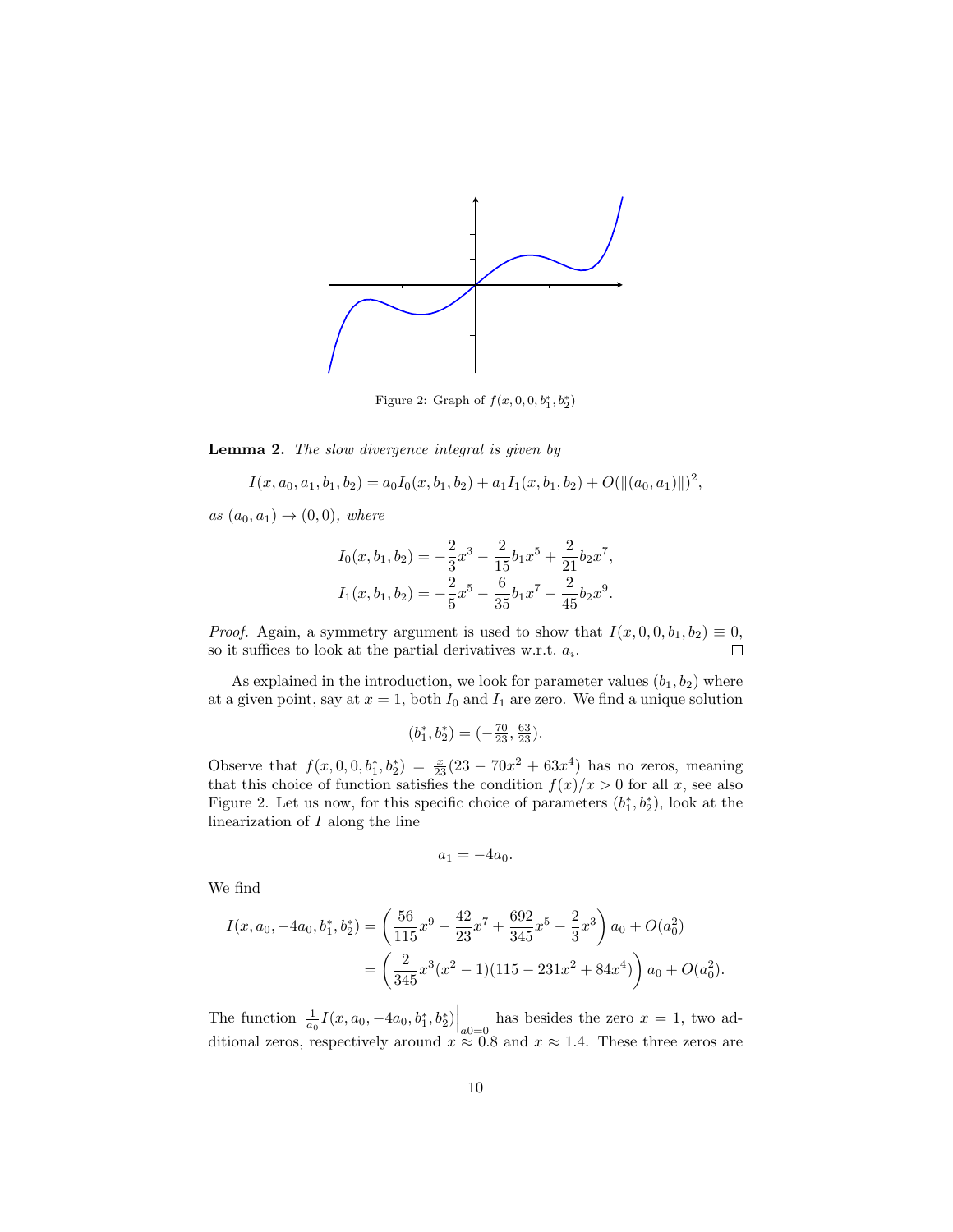Figure 2: Graph of $f(x, 0, 0, b_1^*, b_2^*)$

**Lemma 2.** *The slow divergence integral is given by*

$$I(x, a_0, a_1, b_1, b_2) = a_0 I_0(x, b_1, b_2) + a_1 I_1(x, b_1, b_2) + O(\|(a_0, a_1)\|)^2,$$

*as* $(a_0, a_1) \to (0, 0)$*, where*

$$I_0(x, b_1, b_2) = -\frac{2}{3}x^3 - \frac{2}{15}b_1 x^5 + \frac{2}{21}b_2 x^7,$$
$$I_1(x, b_1, b_2) = -\frac{2}{5}x^5 - \frac{6}{35}b_1 x^7 - \frac{2}{45}b_2 x^9.$$

*Proof.* Again, a symmetry argument is used to show that $I(x, 0, 0, b_1, b_2) \equiv 0$, so it suffices to look at the partial derivatives w.r.t. $a_i$. □

As explained in the introduction, we look for parameter values $(b_1, b_2)$ where at a given point, say at $x = 1$, both $I_0$ and $I_1$ are zero. We find a unique solution

$$(b_1^*, b_2^*) = (-\tfrac{70}{23}, \tfrac{63}{23}).$$

Observe that $f(x, 0, 0, b_1^*, b_2^*) = \frac{x}{23}(23 - 70x^2 + 63x^4)$ has no zeros, meaning that this choice of function satisfies the condition $f(x)/x > 0$ for all $x$, see also Figure 2. Let us now, for this specific choice of parameters $(b_1^*, b_2^*)$, look at the linearization of $I$ along the line

$$a_1 = -4a_0.$$

We find

$$\begin{aligned} I(x, a_0, -4a_0, b_1^*, b_2^*) &= \left(\frac{56}{115}x^9 - \frac{42}{23}x^7 + \frac{692}{345}x^5 - \frac{2}{3}x^3\right)a_0 + O(a_0^2) \\ &= \left(\frac{2}{345}x^3(x^2 - 1)(115 - 231x^2 + 84x^4)\right)a_0 + O(a_0^2). \end{aligned}$$

The function $\frac{1}{a_0}I(x, a_0, -4a_0, b_1^*, b_2^*)\Big|_{a0=0}$ has besides the zero $x = 1$, two additional zeros, respectively around $x \approx 0.8$ and $x \approx 1.4$. These three zeros are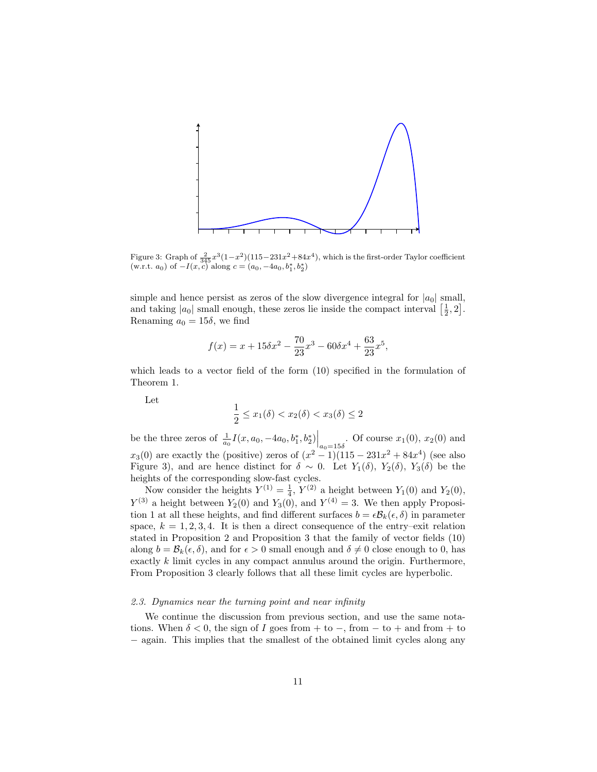Figure 3: Graph of $\frac{2}{345}x^3(1-x^2)(115-231x^2+84x^4)$, which is the first-order Taylor coefficient (w.r.t. $a_0$) of $-I(x,c)$ along $c=(a_0,-4a_0,b_1^*,b_2^*)$

simple and hence persist as zeros of the slow divergence integral for $|a_0|$ small, and taking $|a_0|$ small enough, these zeros lie inside the compact interval $\left[\frac{1}{2},2\right]$. Renaming $a_0 = 15\delta$, we find

$$f(x) = x + 15\delta x^2 - \frac{70}{23}x^3 - 60\delta x^4 + \frac{63}{23}x^5,$$

which leads to a vector field of the form (10) specified in the formulation of Theorem 1.

Let

$$\frac{1}{2} \leq x_1(\delta) < x_2(\delta) < x_3(\delta) \leq 2$$

be the three zeros of $\frac{1}{a_0}I(x,a_0,-4a_0,b_1^*,b_2^*)\Big|_{a_0=15\delta}$. Of course $x_1(0)$, $x_2(0)$ and $x_3(0)$ are exactly the (positive) zeros of $(x^2-1)(115-231x^2+84x^4)$ (see also Figure 3), and are hence distinct for $\delta \sim 0$. Let $Y_1(\delta)$, $Y_2(\delta)$, $Y_3(\delta)$ be the heights of the corresponding slow-fast cycles.

Now consider the heights $Y^{(1)} = \frac{1}{4}$, $Y^{(2)}$ a height between $Y_1(0)$ and $Y_2(0)$, $Y^{(3)}$ a height between $Y_2(0)$ and $Y_3(0)$, and $Y^{(4)} = 3$. We then apply Proposition 1 at all these heights, and find different surfaces $b = \epsilon\mathcal{B}_k(\epsilon,\delta)$ in parameter space, $k = 1,2,3,4$. It is then a direct consequence of the entry–exit relation stated in Proposition 2 and Proposition 3 that the family of vector fields (10) along $b = \mathcal{B}_k(\epsilon,\delta)$, and for $\epsilon > 0$ small enough and $\delta \neq 0$ close enough to 0, has exactly $k$ limit cycles in any compact annulus around the origin. Furthermore, From Proposition 3 clearly follows that all these limit cycles are hyperbolic.

### *2.3. Dynamics near the turning point and near infinity*

We continue the discussion from previous section, and use the same notations. When $\delta < 0$, the sign of $I$ goes from $+$ to $-$, from $-$ to $+$ and from $+$ to $-$ again. This implies that the smallest of the obtained limit cycles along any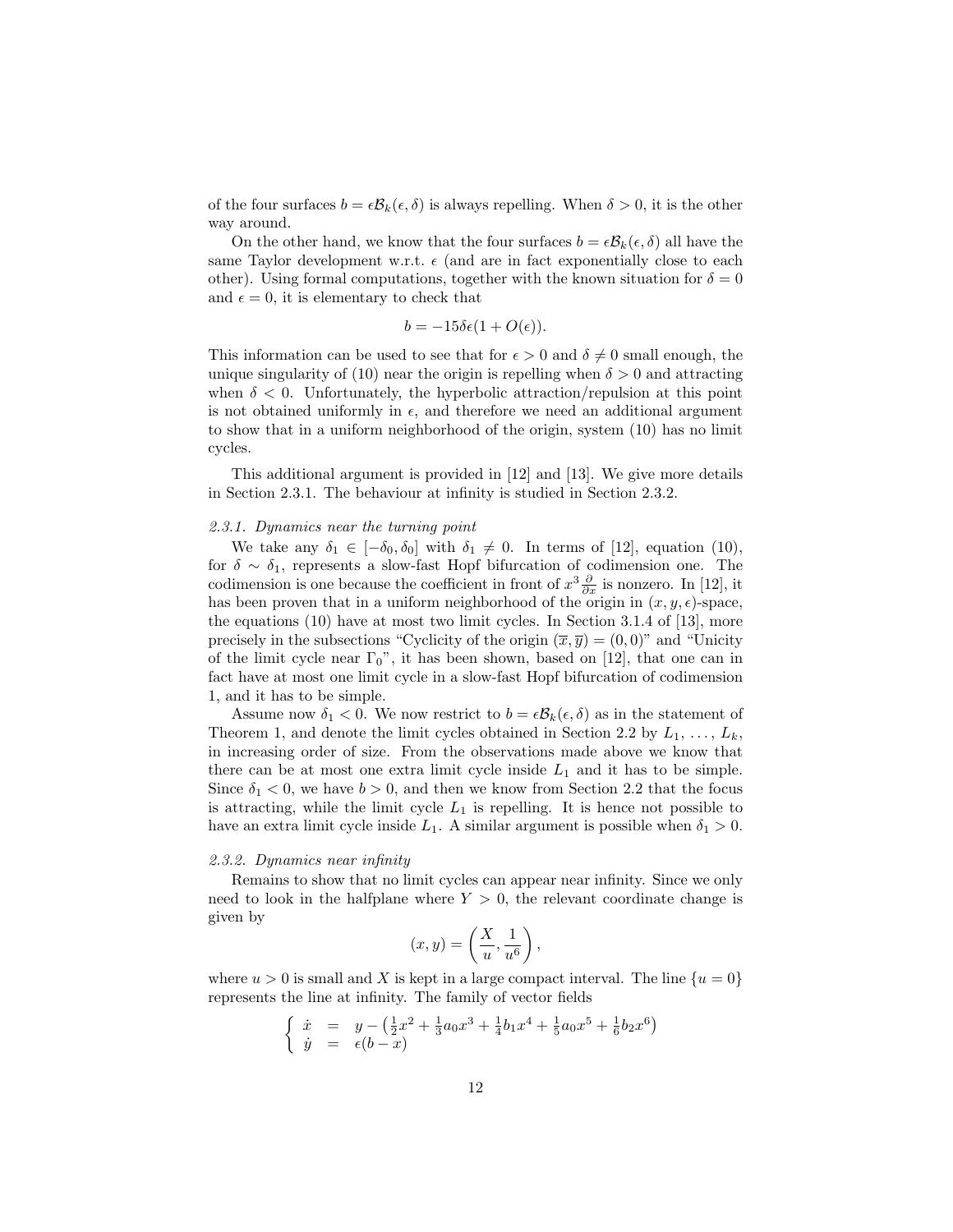of the four surfaces $b = \epsilon\mathcal{B}_k(\epsilon, \delta)$ is always repelling. When $\delta > 0$, it is the other way around.

On the other hand, we know that the four surfaces $b = \epsilon\mathcal{B}_k(\epsilon, \delta)$ all have the same Taylor development w.r.t. $\epsilon$ (and are in fact exponentially close to each other). Using formal computations, together with the known situation for $\delta = 0$ and $\epsilon = 0$, it is elementary to check that

$$b = -15\delta\epsilon(1 + O(\epsilon)).$$

This information can be used to see that for $\epsilon > 0$ and $\delta \neq 0$ small enough, the unique singularity of (10) near the origin is repelling when $\delta > 0$ and attracting when $\delta < 0$. Unfortunately, the hyperbolic attraction/repulsion at this point is not obtained uniformly in $\epsilon$, and therefore we need an additional argument to show that in a uniform neighborhood of the origin, system (10) has no limit cycles.

This additional argument is provided in [12] and [13]. We give more details in Section 2.3.1. The behaviour at infinity is studied in Section 2.3.2.

### *2.3.1. Dynamics near the turning point*

We take any $\delta_1 \in [-\delta_0, \delta_0]$ with $\delta_1 \neq 0$. In terms of [12], equation (10), for $\delta \sim \delta_1$, represents a slow-fast Hopf bifurcation of codimension one. The codimension is one because the coefficient in front of $x^3 \frac{\partial}{\partial x}$ is nonzero. In [12], it has been proven that in a uniform neighborhood of the origin in $(x, y, \epsilon)$-space, the equations (10) have at most two limit cycles. In Section 3.1.4 of [13], more precisely in the subsections "Cyclicity of the origin $(\overline{x}, \overline{y}) = (0, 0)$" and "Unicity of the limit cycle near $\Gamma_0$", it has been shown, based on [12], that one can in fact have at most one limit cycle in a slow-fast Hopf bifurcation of codimension 1, and it has to be simple.

Assume now $\delta_1 < 0$. We now restrict to $b = \epsilon\mathcal{B}_k(\epsilon, \delta)$ as in the statement of Theorem 1, and denote the limit cycles obtained in Section 2.2 by $L_1, \ldots, L_k$, in increasing order of size. From the observations made above we know that there can be at most one extra limit cycle inside $L_1$ and it has to be simple. Since $\delta_1 < 0$, we have $b > 0$, and then we know from Section 2.2 that the focus is attracting, while the limit cycle $L_1$ is repelling. It is hence not possible to have an extra limit cycle inside $L_1$. A similar argument is possible when $\delta_1 > 0$.

### *2.3.2. Dynamics near infinity*

Remains to show that no limit cycles can appear near infinity. Since we only need to look in the halfplane where $Y > 0$, the relevant coordinate change is given by

$$(x, y) = \left(\frac{X}{u}, \frac{1}{u^6}\right),$$

where $u > 0$ is small and $X$ is kept in a large compact interval. The line $\{u = 0\}$ represents the line at infinity. The family of vector fields

$$\left\{ \begin{array}{rcl} \dot{x} & = & y - \left(\frac{1}{2}x^2 + \frac{1}{3}a_0x^3 + \frac{1}{4}b_1x^4 + \frac{1}{5}a_0x^5 + \frac{1}{6}b_2x^6\right) \\ \dot{y} & = & \epsilon(b - x) \end{array} \right.$$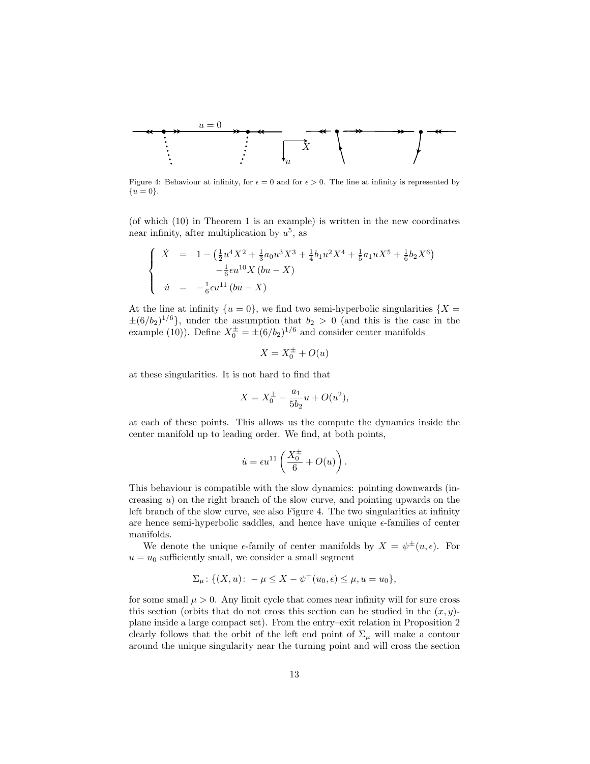Figure 4: Behaviour at infinity, for $\epsilon = 0$ and for $\epsilon > 0$. The line at infinity is represented by $\{u = 0\}$.

(of which (10) in Theorem 1 is an example) is written in the new coordinates near infinity, after multiplication by $u^5$, as

$$
\left\{
\begin{array}{rcl}
\dot{X} & = & 1 - \left(\frac{1}{2}u^4X^2 + \frac{1}{3}a_0u^3X^3 + \frac{1}{4}b_1u^2X^4 + \frac{1}{5}a_1uX^5 + \frac{1}{6}b_2X^6\right) \\
 & & -\frac{1}{6}\epsilon u^{10}X\,(bu - X) \\
\dot{u} & = & -\frac{1}{6}\epsilon u^{11}\,(bu - X)
\end{array}
\right.
$$

At the line at infinity $\{u = 0\}$, we find two semi-hyperbolic singularities $\{X = \pm(6/b_2)^{1/6}\}$, under the assumption that $b_2 > 0$ (and this is the case in the example (10)). Define $X_0^\pm = \pm(6/b_2)^{1/6}$ and consider center manifolds

$$X = X_0^\pm + O(u)$$

at these singularities. It is not hard to find that

$$X = X_0^\pm - \frac{a_1}{5b_2}u + O(u^2),$$

at each of these points. This allows us the compute the dynamics inside the center manifold up to leading order. We find, at both points,

$$\dot{u} = \epsilon u^{11}\left(\frac{X_0^\pm}{6} + O(u)\right).$$

This behaviour is compatible with the slow dynamics: pointing downwards (increasing $u$) on the right branch of the slow curve, and pointing upwards on the left branch of the slow curve, see also Figure 4. The two singularities at infinity are hence semi-hyperbolic saddles, and hence have unique $\epsilon$-families of center manifolds.

We denote the unique $\epsilon$-family of center manifolds by $X = \psi^\pm(u, \epsilon)$. For $u = u_0$ sufficiently small, we consider a small segment

$$\Sigma_\mu\colon \{(X, u)\colon -\mu \leq X - \psi^+(u_0, \epsilon) \leq \mu, u = u_0\},$$

for some small $\mu > 0$. Any limit cycle that comes near infinity will for sure cross this section (orbits that do not cross this section can be studied in the $(x, y)$-plane inside a large compact set). From the entry–exit relation in Proposition 2 clearly follows that the orbit of the left end point of $\Sigma_\mu$ will make a contour around the unique singularity near the turning point and will cross the section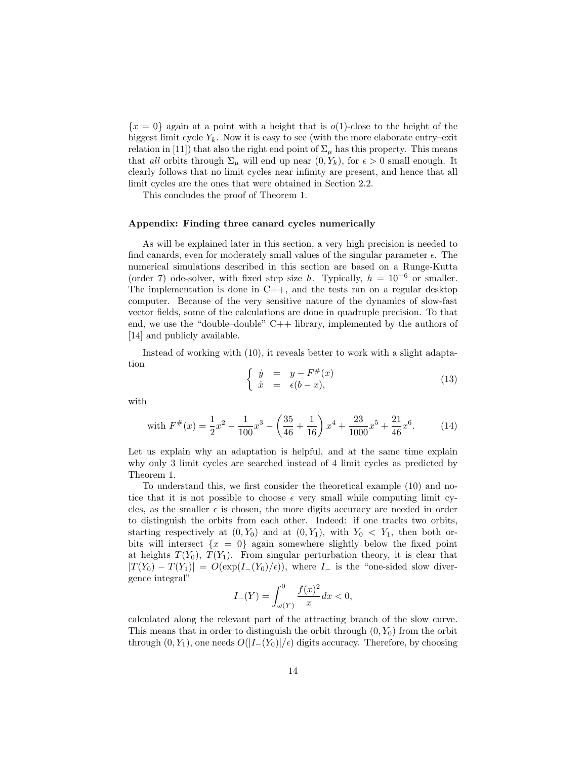$\{x = 0\}$ again at a point with a height that is $o(1)$-close to the height of the biggest limit cycle $Y_k$. Now it is easy to see (with the more elaborate entry–exit relation in [11]) that also the right end point of $\Sigma_\mu$ has this property. This means that *all* orbits through $\Sigma_\mu$ will end up near $(0, Y_k)$, for $\epsilon > 0$ small enough. It clearly follows that no limit cycles near infinity are present, and hence that all limit cycles are the ones that were obtained in Section 2.2.

This concludes the proof of Theorem 1.

#### Appendix: Finding three canard cycles numerically

As will be explained later in this section, a very high precision is needed to find canards, even for moderately small values of the singular parameter $\epsilon$. The numerical simulations described in this section are based on a Runge-Kutta (order 7) ode-solver, with fixed step size $h$. Typically, $h = 10^{-6}$ or smaller. The implementation is done in C++, and the tests ran on a regular desktop computer. Because of the very sensitive nature of the dynamics of slow-fast vector fields, some of the calculations are done in quadruple precision. To that end, we use the "double–double" C++ library, implemented by the authors of [14] and publicly available.

Instead of working with (10), it reveals better to work with a slight adaptation

$$\left\{ \begin{array}{rcl} \dot{y} &=& y - F^{\#}(x) \\ \dot{x} &=& \epsilon(b - x), \end{array} \right. \tag{13}$$

with

$$\text{with } F^{\#}(x) = \frac{1}{2}x^2 - \frac{1}{100}x^3 - \left(\frac{35}{46} + \frac{1}{16}\right)x^4 + \frac{23}{1000}x^5 + \frac{21}{46}x^6. \tag{14}$$

Let us explain why an adaptation is helpful, and at the same time explain why only 3 limit cycles are searched instead of 4 limit cycles as predicted by Theorem 1.

To understand this, we first consider the theoretical example (10) and notice that it is not possible to choose $\epsilon$ very small while computing limit cycles, as the smaller $\epsilon$ is chosen, the more digits accuracy are needed in order to distinguish the orbits from each other. Indeed: if one tracks two orbits, starting respectively at $(0, Y_0)$ and at $(0, Y_1)$, with $Y_0 < Y_1$, then both orbits will intersect $\{x = 0\}$ again somewhere slightly below the fixed point at heights $T(Y_0)$, $T(Y_1)$. From singular perturbation theory, it is clear that $|T(Y_0) - T(Y_1)| = O(\exp(I_-(Y_0)/\epsilon))$, where $I_-$ is the "one-sided slow divergence integral"

$$I_-(Y) = \int_{\omega(Y)}^{0} \frac{f(x)^2}{x} dx < 0,$$

calculated along the relevant part of the attracting branch of the slow curve. This means that in order to distinguish the orbit through $(0, Y_0)$ from the orbit through $(0, Y_1)$, one needs $O(|I_-(Y_0)|/\epsilon)$ digits accuracy. Therefore, by choosing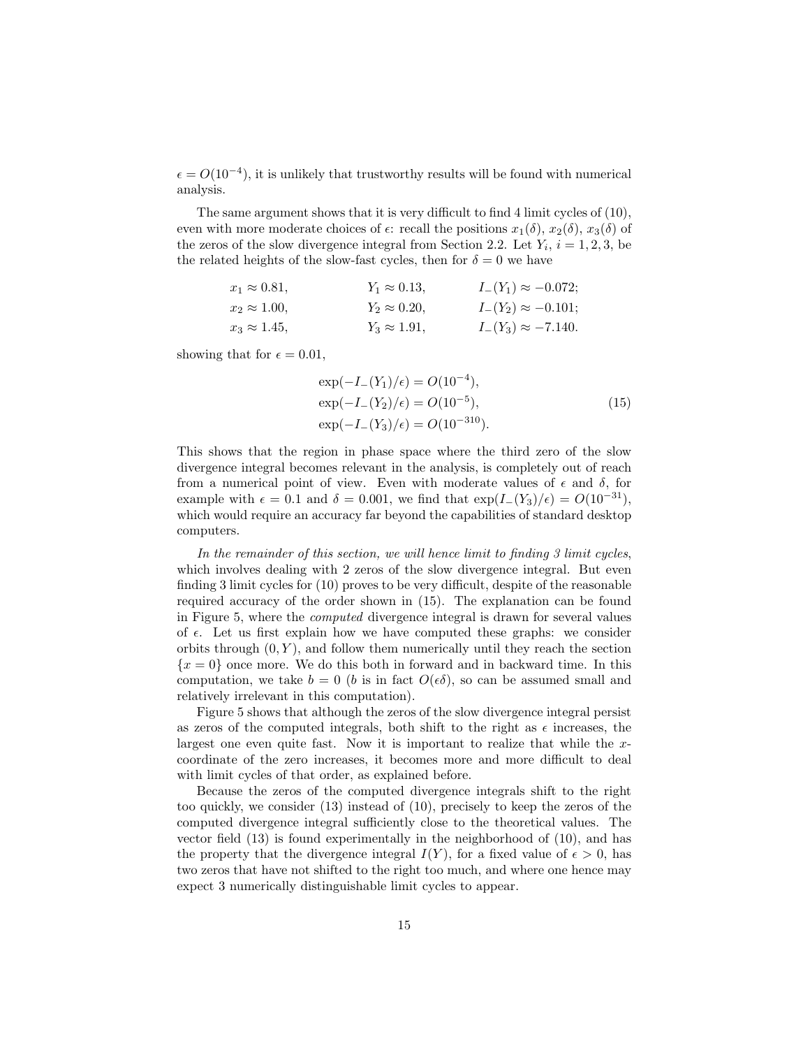$\epsilon = O(10^{-4})$, it is unlikely that trustworthy results will be found with numerical analysis.

The same argument shows that it is very difficult to find 4 limit cycles of (10), even with more moderate choices of $\epsilon$: recall the positions $x_1(\delta)$, $x_2(\delta)$, $x_3(\delta)$ of the zeros of the slow divergence integral from Section 2.2. Let $Y_i$, $i = 1, 2, 3$, be the related heights of the slow-fast cycles, then for $\delta = 0$ we have

$$
\begin{aligned}
x_1 &\approx 0.81, & Y_1 &\approx 0.13, & I_-(Y_1) &\approx -0.072; \\
x_2 &\approx 1.00, & Y_2 &\approx 0.20, & I_-(Y_2) &\approx -0.101; \\
x_3 &\approx 1.45, & Y_3 &\approx 1.91, & I_-(Y_3) &\approx -7.140.
\end{aligned}
$$

showing that for $\epsilon = 0.01$,

$$
\begin{aligned}
\exp(-I_-(Y_1)/\epsilon) &= O(10^{-4}), \\
\exp(-I_-(Y_2)/\epsilon) &= O(10^{-5}), \\
\exp(-I_-(Y_3)/\epsilon) &= O(10^{-310}).
\end{aligned}
\tag{15}
$$

This shows that the region in phase space where the third zero of the slow divergence integral becomes relevant in the analysis, is completely out of reach from a numerical point of view. Even with moderate values of $\epsilon$ and $\delta$, for example with $\epsilon = 0.1$ and $\delta = 0.001$, we find that $\exp(I_-(Y_3)/\epsilon) = O(10^{-31})$, which would require an accuracy far beyond the capabilities of standard desktop computers.

*In the remainder of this section, we will hence limit to finding 3 limit cycles*, which involves dealing with 2 zeros of the slow divergence integral. But even finding 3 limit cycles for (10) proves to be very difficult, despite of the reasonable required accuracy of the order shown in (15). The explanation can be found in Figure 5, where the *computed* divergence integral is drawn for several values of $\epsilon$. Let us first explain how we have computed these graphs: we consider orbits through $(0, Y)$, and follow them numerically until they reach the section $\{x = 0\}$ once more. We do this both in forward and in backward time. In this computation, we take $b = 0$ ($b$ is in fact $O(\epsilon\delta)$, so can be assumed small and relatively irrelevant in this computation).

Figure 5 shows that although the zeros of the slow divergence integral persist as zeros of the computed integrals, both shift to the right as $\epsilon$ increases, the largest one even quite fast. Now it is important to realize that while the $x$-coordinate of the zero increases, it becomes more and more difficult to deal with limit cycles of that order, as explained before.

Because the zeros of the computed divergence integrals shift to the right too quickly, we consider (13) instead of (10), precisely to keep the zeros of the computed divergence integral sufficiently close to the theoretical values. The vector field (13) is found experimentally in the neighborhood of (10), and has the property that the divergence integral $I(Y)$, for a fixed value of $\epsilon > 0$, has two zeros that have not shifted to the right too much, and where one hence may expect 3 numerically distinguishable limit cycles to appear.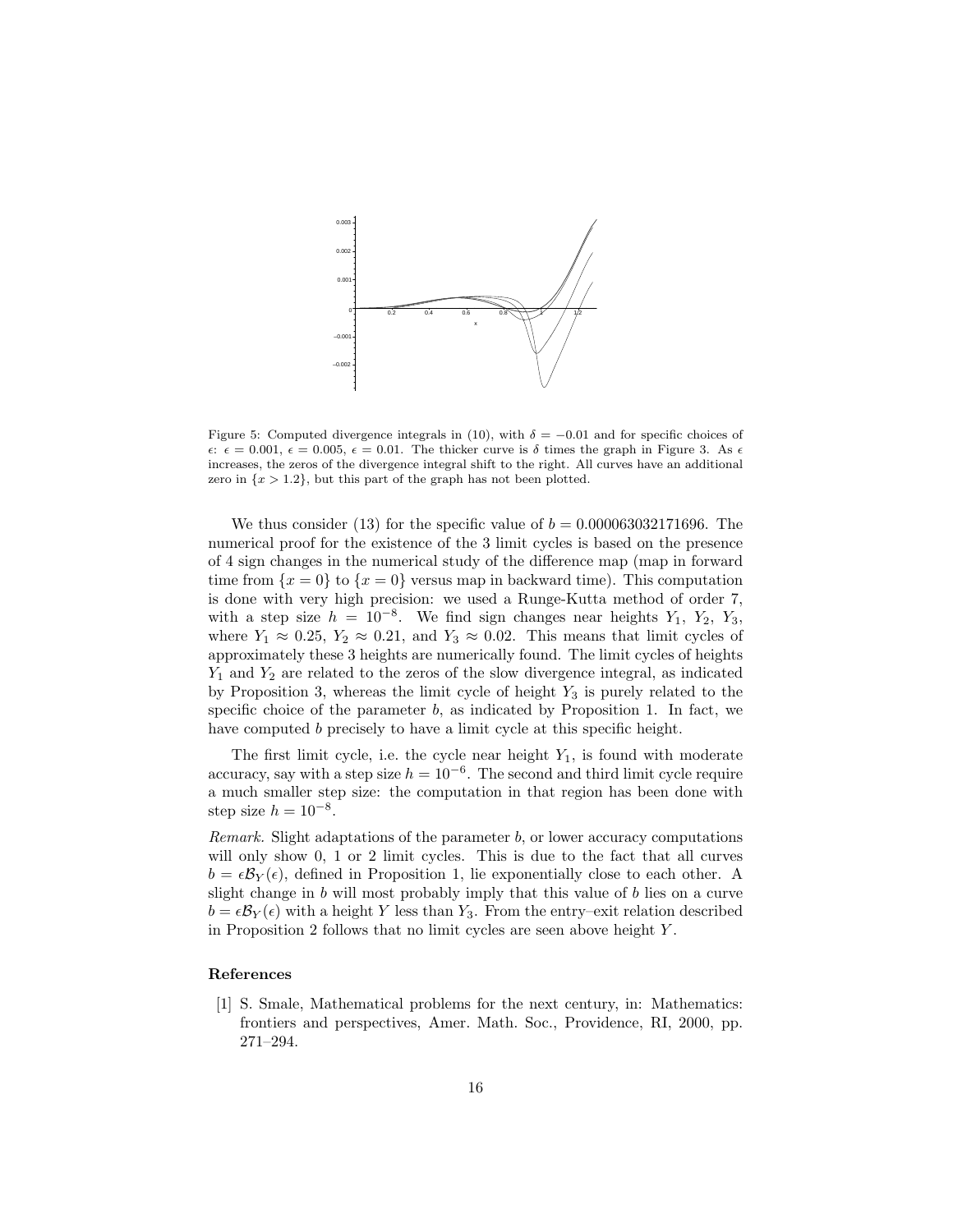Figure 5: Computed divergence integrals in (10), with $\delta = -0.01$ and for specific choices of $\epsilon$: $\epsilon = 0.001$, $\epsilon = 0.005$, $\epsilon = 0.01$. The thicker curve is $\delta$ times the graph in Figure 3. As $\epsilon$ increases, the zeros of the divergence integral shift to the right. All curves have an additional zero in $\{x > 1.2\}$, but this part of the graph has not been plotted.

We thus consider (13) for the specific value of $b = 0.000063032171696$. The numerical proof for the existence of the 3 limit cycles is based on the presence of 4 sign changes in the numerical study of the difference map (map in forward time from $\{x = 0\}$ to $\{x = 0\}$ versus map in backward time). This computation is done with very high precision: we used a Runge-Kutta method of order 7, with a step size $h = 10^{-8}$. We find sign changes near heights $Y_1$, $Y_2$, $Y_3$, where $Y_1 \approx 0.25$, $Y_2 \approx 0.21$, and $Y_3 \approx 0.02$. This means that limit cycles of approximately these 3 heights are numerically found. The limit cycles of heights $Y_1$ and $Y_2$ are related to the zeros of the slow divergence integral, as indicated by Proposition 3, whereas the limit cycle of height $Y_3$ is purely related to the specific choice of the parameter $b$, as indicated by Proposition 1. In fact, we have computed $b$ precisely to have a limit cycle at this specific height.

The first limit cycle, i.e. the cycle near height $Y_1$, is found with moderate accuracy, say with a step size $h = 10^{-6}$. The second and third limit cycle require a much smaller step size: the computation in that region has been done with step size $h = 10^{-8}$.

*Remark.* Slight adaptations of the parameter $b$, or lower accuracy computations will only show 0, 1 or 2 limit cycles. This is due to the fact that all curves $b = \epsilon \mathcal{B}_Y(\epsilon)$, defined in Proposition 1, lie exponentially close to each other. A slight change in $b$ will most probably imply that this value of $b$ lies on a curve $b = \epsilon \mathcal{B}_Y(\epsilon)$ with a height $Y$ less than $Y_3$. From the entry–exit relation described in Proposition 2 follows that no limit cycles are seen above height $Y$.

## References

[1] S. Smale, Mathematical problems for the next century, in: Mathematics: frontiers and perspectives, Amer. Math. Soc., Providence, RI, 2000, pp. 271–294.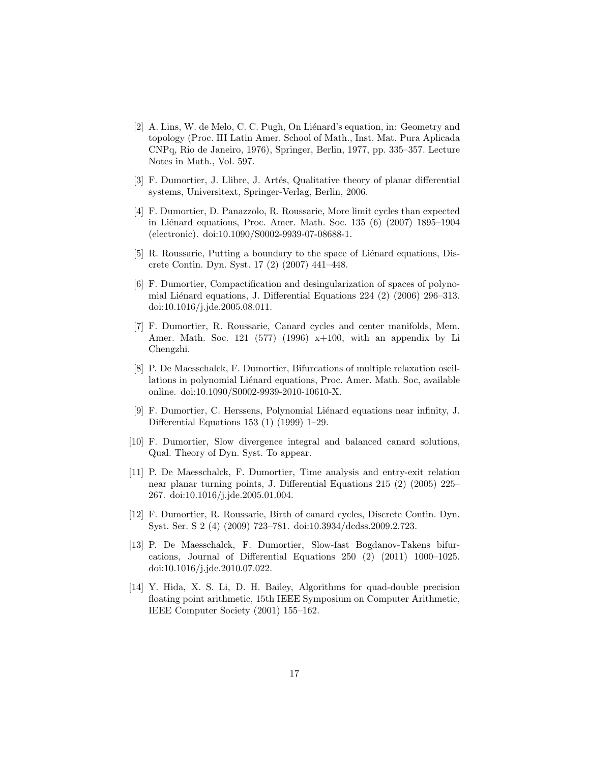[2] A. Lins, W. de Melo, C. C. Pugh, On Liénard's equation, in: Geometry and topology (Proc. III Latin Amer. School of Math., Inst. Mat. Pura Aplicada CNPq, Rio de Janeiro, 1976), Springer, Berlin, 1977, pp. 335–357. Lecture Notes in Math., Vol. 597.

[3] F. Dumortier, J. Llibre, J. Artés, Qualitative theory of planar differential systems, Universitext, Springer-Verlag, Berlin, 2006.

[4] F. Dumortier, D. Panazzolo, R. Roussarie, More limit cycles than expected in Liénard equations, Proc. Amer. Math. Soc. 135 (6) (2007) 1895–1904 (electronic). doi:10.1090/S0002-9939-07-08688-1.

[5] R. Roussarie, Putting a boundary to the space of Liénard equations, Discrete Contin. Dyn. Syst. 17 (2) (2007) 441–448.

[6] F. Dumortier, Compactification and desingularization of spaces of polynomial Liénard equations, J. Differential Equations 224 (2) (2006) 296–313. doi:10.1016/j.jde.2005.08.011.

[7] F. Dumortier, R. Roussarie, Canard cycles and center manifolds, Mem. Amer. Math. Soc. 121 (577) (1996) x+100, with an appendix by Li Chengzhi.

[8] P. De Maesschalck, F. Dumortier, Bifurcations of multiple relaxation oscillations in polynomial Liénard equations, Proc. Amer. Math. Soc, available online. doi:10.1090/S0002-9939-2010-10610-X.

[9] F. Dumortier, C. Herssens, Polynomial Liénard equations near infinity, J. Differential Equations 153 (1) (1999) 1–29.

[10] F. Dumortier, Slow divergence integral and balanced canard solutions, Qual. Theory of Dyn. Syst. To appear.

[11] P. De Maesschalck, F. Dumortier, Time analysis and entry-exit relation near planar turning points, J. Differential Equations 215 (2) (2005) 225–267. doi:10.1016/j.jde.2005.01.004.

[12] F. Dumortier, R. Roussarie, Birth of canard cycles, Discrete Contin. Dyn. Syst. Ser. S 2 (4) (2009) 723–781. doi:10.3934/dcdss.2009.2.723.

[13] P. De Maesschalck, F. Dumortier, Slow-fast Bogdanov-Takens bifurcations, Journal of Differential Equations 250 (2) (2011) 1000–1025. doi:10.1016/j.jde.2010.07.022.

[14] Y. Hida, X. S. Li, D. H. Bailey, Algorithms for quad-double precision floating point arithmetic, 15th IEEE Symposium on Computer Arithmetic, IEEE Computer Society (2001) 155–162.